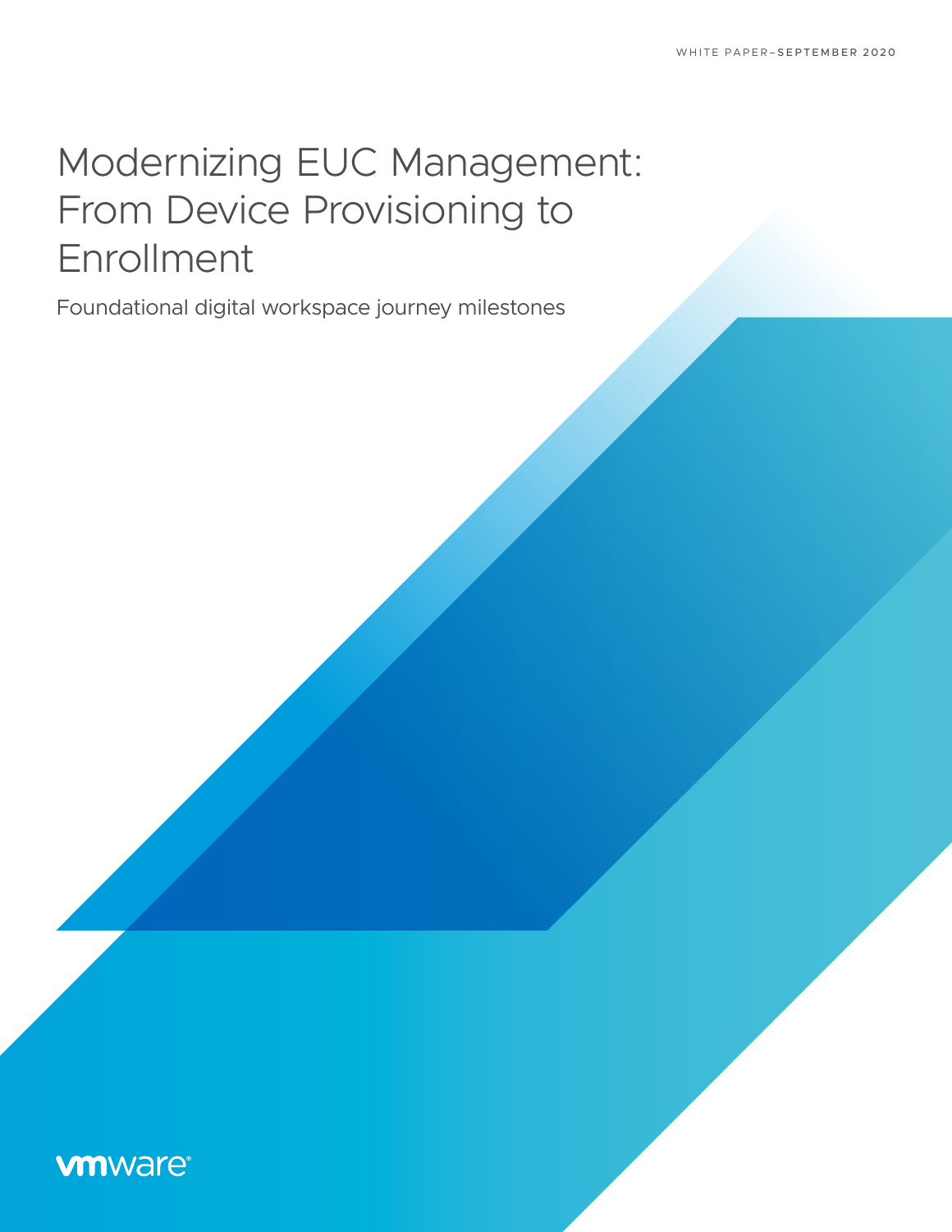WHITE PAPER–SEPTEMBER 2020

# Modernizing EUC Management: From Device Provisioning to Enrollment

Foundational digital workspace journey milestones

vmware®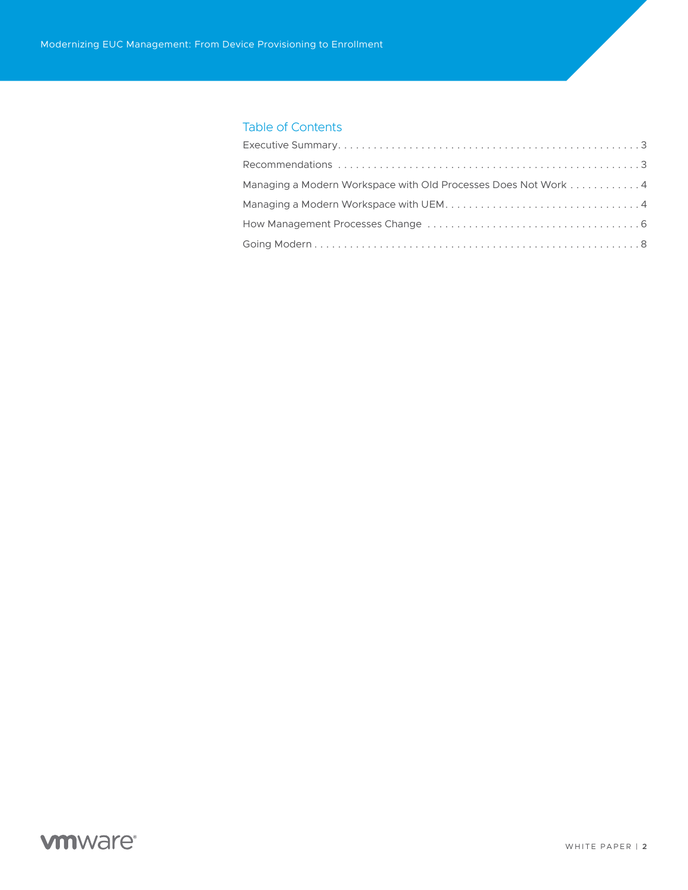## Table of Contents

Executive Summary . . . . . . . . . . . . . . . . . . . . . . . . . . . . . . . . . . . . . . . . . . . . . . . . . 3

Recommendations . . . . . . . . . . . . . . . . . . . . . . . . . . . . . . . . . . . . . . . . . . . . . . . . . . 3

Managing a Modern Workspace with Old Processes Does Not Work . . . . . . . . . . . . 4

Managing a Modern Workspace with UEM . . . . . . . . . . . . . . . . . . . . . . . . . . . . . . . . 4

How Management Processes Change . . . . . . . . . . . . . . . . . . . . . . . . . . . . . . . . . . . 6

Going Modern . . . . . . . . . . . . . . . . . . . . . . . . . . . . . . . . . . . . . . . . . . . . . . . . . . . . . 8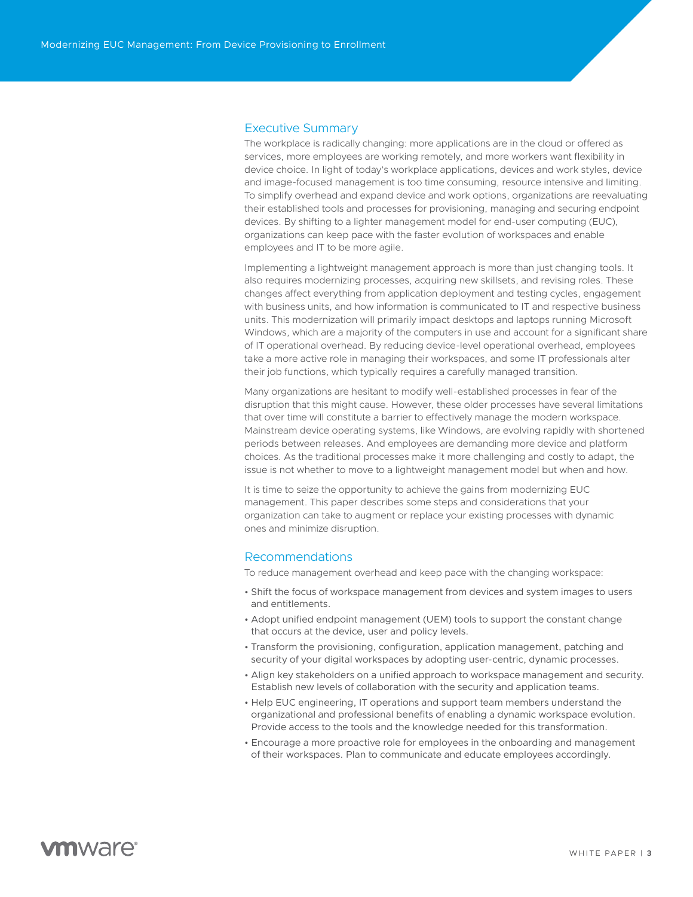## Executive Summary

The workplace is radically changing: more applications are in the cloud or offered as services, more employees are working remotely, and more workers want flexibility in device choice. In light of today's workplace applications, devices and work styles, device and image-focused management is too time consuming, resource intensive and limiting. To simplify overhead and expand device and work options, organizations are reevaluating their established tools and processes for provisioning, managing and securing endpoint devices. By shifting to a lighter management model for end-user computing (EUC), organizations can keep pace with the faster evolution of workspaces and enable employees and IT to be more agile.

Implementing a lightweight management approach is more than just changing tools. It also requires modernizing processes, acquiring new skillsets, and revising roles. These changes affect everything from application deployment and testing cycles, engagement with business units, and how information is communicated to IT and respective business units. This modernization will primarily impact desktops and laptops running Microsoft Windows, which are a majority of the computers in use and account for a significant share of IT operational overhead. By reducing device-level operational overhead, employees take a more active role in managing their workspaces, and some IT professionals alter their job functions, which typically requires a carefully managed transition.

Many organizations are hesitant to modify well-established processes in fear of the disruption that this might cause. However, these older processes have several limitations that over time will constitute a barrier to effectively manage the modern workspace. Mainstream device operating systems, like Windows, are evolving rapidly with shortened periods between releases. And employees are demanding more device and platform choices. As the traditional processes make it more challenging and costly to adapt, the issue is not whether to move to a lightweight management model but when and how.

It is time to seize the opportunity to achieve the gains from modernizing EUC management. This paper describes some steps and considerations that your organization can take to augment or replace your existing processes with dynamic ones and minimize disruption.

## Recommendations

To reduce management overhead and keep pace with the changing workspace:

- Shift the focus of workspace management from devices and system images to users and entitlements.
- Adopt unified endpoint management (UEM) tools to support the constant change that occurs at the device, user and policy levels.
- Transform the provisioning, configuration, application management, patching and security of your digital workspaces by adopting user-centric, dynamic processes.
- Align key stakeholders on a unified approach to workspace management and security. Establish new levels of collaboration with the security and application teams.
- Help EUC engineering, IT operations and support team members understand the organizational and professional benefits of enabling a dynamic workspace evolution. Provide access to the tools and the knowledge needed for this transformation.
- Encourage a more proactive role for employees in the onboarding and management of their workspaces. Plan to communicate and educate employees accordingly.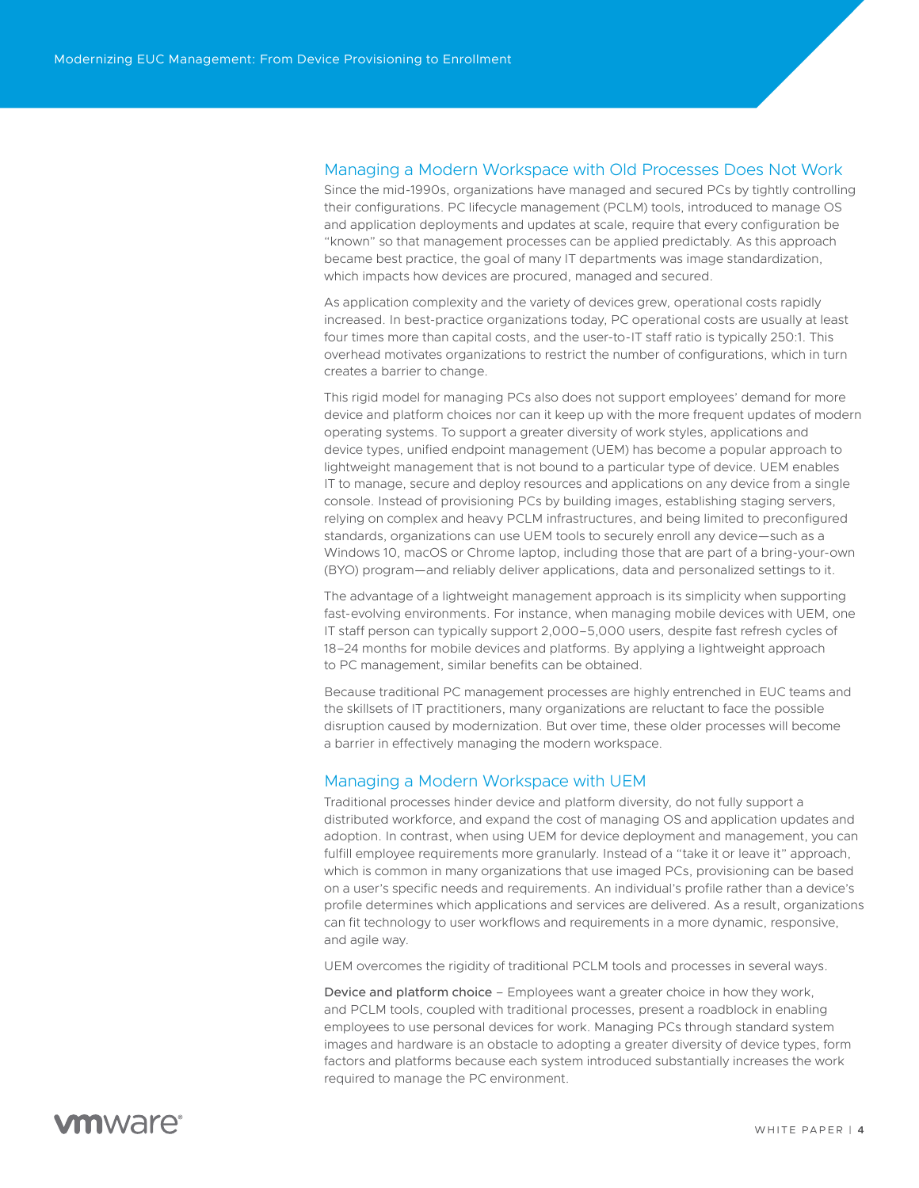## Managing a Modern Workspace with Old Processes Does Not Work

Since the mid-1990s, organizations have managed and secured PCs by tightly controlling their configurations. PC lifecycle management (PCLM) tools, introduced to manage OS and application deployments and updates at scale, require that every configuration be "known" so that management processes can be applied predictably. As this approach became best practice, the goal of many IT departments was image standardization, which impacts how devices are procured, managed and secured.

As application complexity and the variety of devices grew, operational costs rapidly increased. In best-practice organizations today, PC operational costs are usually at least four times more than capital costs, and the user-to-IT staff ratio is typically 250:1. This overhead motivates organizations to restrict the number of configurations, which in turn creates a barrier to change.

This rigid model for managing PCs also does not support employees' demand for more device and platform choices nor can it keep up with the more frequent updates of modern operating systems. To support a greater diversity of work styles, applications and device types, unified endpoint management (UEM) has become a popular approach to lightweight management that is not bound to a particular type of device. UEM enables IT to manage, secure and deploy resources and applications on any device from a single console. Instead of provisioning PCs by building images, establishing staging servers, relying on complex and heavy PCLM infrastructures, and being limited to preconfigured standards, organizations can use UEM tools to securely enroll any device—such as a Windows 10, macOS or Chrome laptop, including those that are part of a bring-your-own (BYO) program—and reliably deliver applications, data and personalized settings to it.

The advantage of a lightweight management approach is its simplicity when supporting fast-evolving environments. For instance, when managing mobile devices with UEM, one IT staff person can typically support 2,000–5,000 users, despite fast refresh cycles of 18–24 months for mobile devices and platforms. By applying a lightweight approach to PC management, similar benefits can be obtained.

Because traditional PC management processes are highly entrenched in EUC teams and the skillsets of IT practitioners, many organizations are reluctant to face the possible disruption caused by modernization. But over time, these older processes will become a barrier in effectively managing the modern workspace.

## Managing a Modern Workspace with UEM

Traditional processes hinder device and platform diversity, do not fully support a distributed workforce, and expand the cost of managing OS and application updates and adoption. In contrast, when using UEM for device deployment and management, you can fulfill employee requirements more granularly. Instead of a "take it or leave it" approach, which is common in many organizations that use imaged PCs, provisioning can be based on a user's specific needs and requirements. An individual's profile rather than a device's profile determines which applications and services are delivered. As a result, organizations can fit technology to user workflows and requirements in a more dynamic, responsive, and agile way.

UEM overcomes the rigidity of traditional PCLM tools and processes in several ways.

**Device and platform choice** – Employees want a greater choice in how they work, and PCLM tools, coupled with traditional processes, present a roadblock in enabling employees to use personal devices for work. Managing PCs through standard system images and hardware is an obstacle to adopting a greater diversity of device types, form factors and platforms because each system introduced substantially increases the work required to manage the PC environment.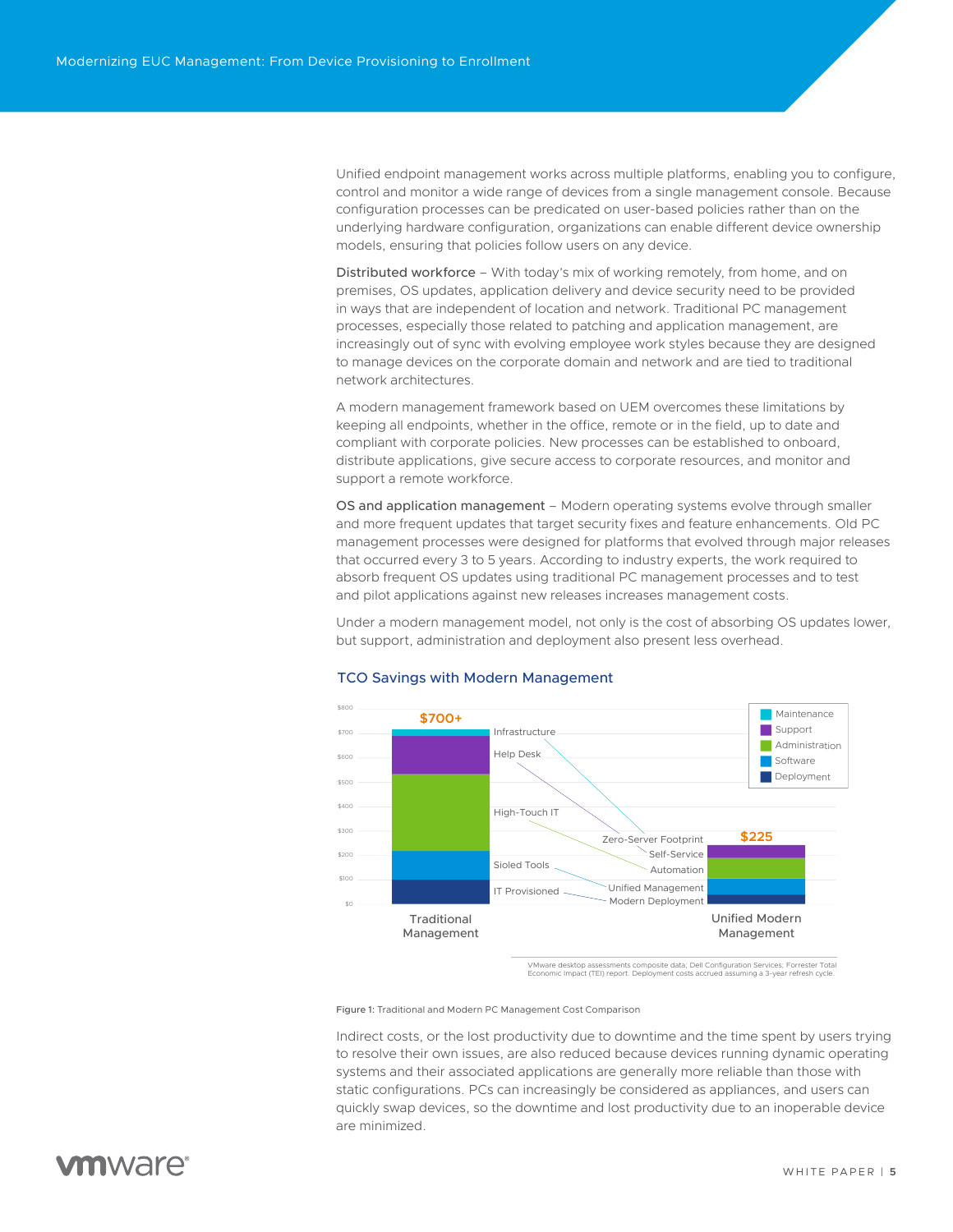Unified endpoint management works across multiple platforms, enabling you to configure, control and monitor a wide range of devices from a single management console. Because configuration processes can be predicated on user-based policies rather than on the underlying hardware configuration, organizations can enable different device ownership models, ensuring that policies follow users on any device.

Distributed workforce – With today's mix of working remotely, from home, and on premises, OS updates, application delivery and device security need to be provided in ways that are independent of location and network. Traditional PC management processes, especially those related to patching and application management, are increasingly out of sync with evolving employee work styles because they are designed to manage devices on the corporate domain and network and are tied to traditional network architectures.

A modern management framework based on UEM overcomes these limitations by keeping all endpoints, whether in the office, remote or in the field, up to date and compliant with corporate policies. New processes can be established to onboard, distribute applications, give secure access to corporate resources, and monitor and support a remote workforce.

OS and application management – Modern operating systems evolve through smaller and more frequent updates that target security fixes and feature enhancements. Old PC management processes were designed for platforms that evolved through major releases that occurred every 3 to 5 years. According to industry experts, the work required to absorb frequent OS updates using traditional PC management processes and to test and pilot applications against new releases increases management costs.

Under a modern management model, not only is the cost of absorbing OS updates lower, but support, administration and deployment also present less overhead.

### TCO Savings with Modern Management

| | Traditional Management | Unified Modern Management |
|---|---|---|
| Total | $700+ | $225 |
| Maintenance | Infrastructure | Zero-Server Footprint |
| Support | Help Desk | Self-Service |
| Administration | High-Touch IT | Automation |
| Software | Sioled Tools | Unified Management |
| Deployment | IT Provisioned | Modern Deployment |

VMware desktop assessments composite data; Dell Configuration Services; Forrester Total Economic Impact (TEI) report. Deployment costs accrued assuming a 3-year refresh cycle.

Figure 1: Traditional and Modern PC Management Cost Comparison

Indirect costs, or the lost productivity due to downtime and the time spent by users trying to resolve their own issues, are also reduced because devices running dynamic operating systems and their associated applications are generally more reliable than those with static configurations. PCs can increasingly be considered as appliances, and users can quickly swap devices, so the downtime and lost productivity due to an inoperable device are minimized.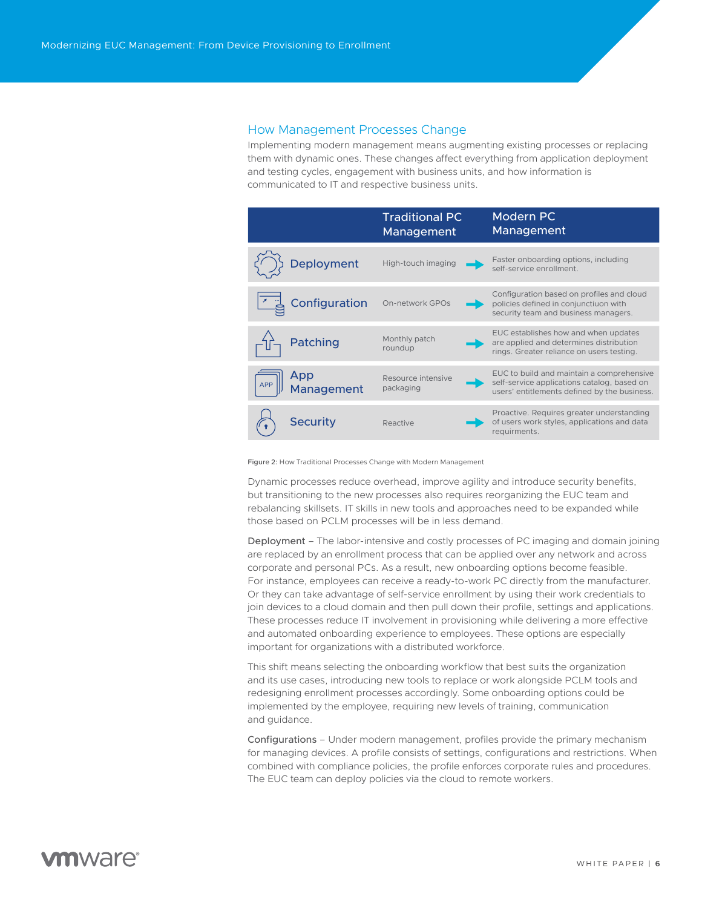## How Management Processes Change

Implementing modern management means augmenting existing processes or replacing them with dynamic ones. These changes affect everything from application deployment and testing cycles, engagement with business units, and how information is communicated to IT and respective business units.

| | Traditional PC Management | Modern PC Management |
|---|---|---|
| Deployment | High-touch imaging | Faster onboarding options, including self-service enrollment. |
| Configuration | On-network GPOs | Configuration based on profiles and cloud policies defined in conjunctiuon with security team and business managers. |
| Patching | Monthly patch roundup | EUC establishes how and when updates are applied and determines distribution rings. Greater reliance on users testing. |
| App Management | Resource intensive packaging | EUC to build and maintain a comprehensive self-service applications catalog, based on users' entitlements defined by the business. |
| Security | Reactive | Proactive. Requires greater understanding of users work styles, applications and data requirments. |

**Figure 2:** How Traditional Processes Change with Modern Management

Dynamic processes reduce overhead, improve agility and introduce security benefits, but transitioning to the new processes also requires reorganizing the EUC team and rebalancing skillsets. IT skills in new tools and approaches need to be expanded while those based on PCLM processes will be in less demand.

Deployment – The labor-intensive and costly processes of PC imaging and domain joining are replaced by an enrollment process that can be applied over any network and across corporate and personal PCs. As a result, new onboarding options become feasible. For instance, employees can receive a ready-to-work PC directly from the manufacturer. Or they can take advantage of self-service enrollment by using their work credentials to join devices to a cloud domain and then pull down their profile, settings and applications. These processes reduce IT involvement in provisioning while delivering a more effective and automated onboarding experience to employees. These options are especially important for organizations with a distributed workforce.

This shift means selecting the onboarding workflow that best suits the organization and its use cases, introducing new tools to replace or work alongside PCLM tools and redesigning enrollment processes accordingly. Some onboarding options could be implemented by the employee, requiring new levels of training, communication and guidance.

Configurations – Under modern management, profiles provide the primary mechanism for managing devices. A profile consists of settings, configurations and restrictions. When combined with compliance policies, the profile enforces corporate rules and procedures. The EUC team can deploy policies via the cloud to remote workers.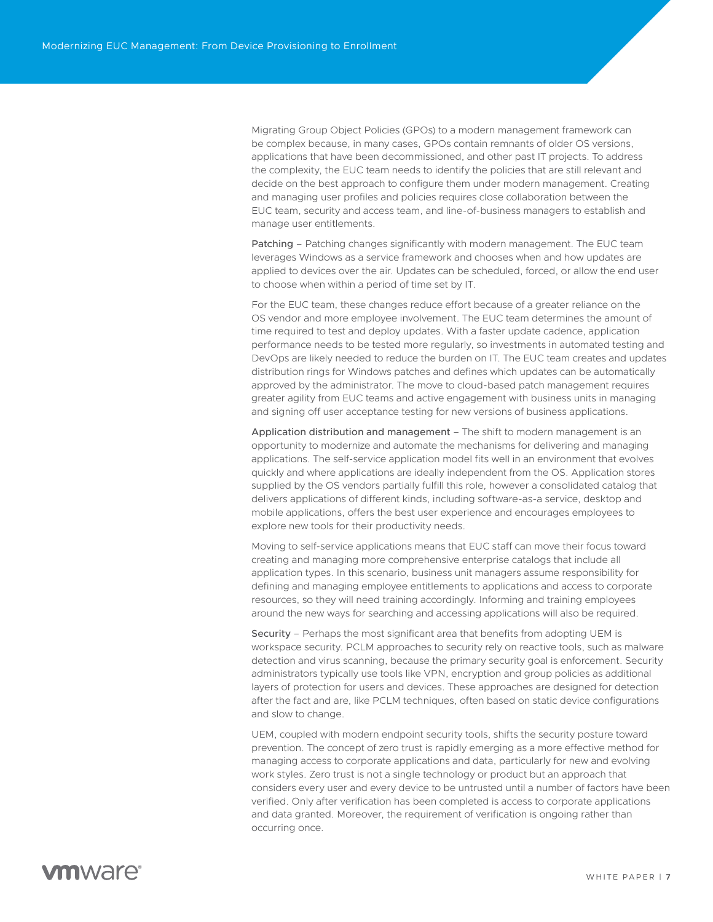Migrating Group Object Policies (GPOs) to a modern management framework can be complex because, in many cases, GPOs contain remnants of older OS versions, applications that have been decommissioned, and other past IT projects. To address the complexity, the EUC team needs to identify the policies that are still relevant and decide on the best approach to configure them under modern management. Creating and managing user profiles and policies requires close collaboration between the EUC team, security and access team, and line-of-business managers to establish and manage user entitlements.

Patching – Patching changes significantly with modern management. The EUC team leverages Windows as a service framework and chooses when and how updates are applied to devices over the air. Updates can be scheduled, forced, or allow the end user to choose when within a period of time set by IT.

For the EUC team, these changes reduce effort because of a greater reliance on the OS vendor and more employee involvement. The EUC team determines the amount of time required to test and deploy updates. With a faster update cadence, application performance needs to be tested more regularly, so investments in automated testing and DevOps are likely needed to reduce the burden on IT. The EUC team creates and updates distribution rings for Windows patches and defines which updates can be automatically approved by the administrator. The move to cloud-based patch management requires greater agility from EUC teams and active engagement with business units in managing and signing off user acceptance testing for new versions of business applications.

Application distribution and management – The shift to modern management is an opportunity to modernize and automate the mechanisms for delivering and managing applications. The self-service application model fits well in an environment that evolves quickly and where applications are ideally independent from the OS. Application stores supplied by the OS vendors partially fulfill this role, however a consolidated catalog that delivers applications of different kinds, including software-as-a service, desktop and mobile applications, offers the best user experience and encourages employees to explore new tools for their productivity needs.

Moving to self-service applications means that EUC staff can move their focus toward creating and managing more comprehensive enterprise catalogs that include all application types. In this scenario, business unit managers assume responsibility for defining and managing employee entitlements to applications and access to corporate resources, so they will need training accordingly. Informing and training employees around the new ways for searching and accessing applications will also be required.

Security – Perhaps the most significant area that benefits from adopting UEM is workspace security. PCLM approaches to security rely on reactive tools, such as malware detection and virus scanning, because the primary security goal is enforcement. Security administrators typically use tools like VPN, encryption and group policies as additional layers of protection for users and devices. These approaches are designed for detection after the fact and are, like PCLM techniques, often based on static device configurations and slow to change.

UEM, coupled with modern endpoint security tools, shifts the security posture toward prevention. The concept of zero trust is rapidly emerging as a more effective method for managing access to corporate applications and data, particularly for new and evolving work styles. Zero trust is not a single technology or product but an approach that considers every user and every device to be untrusted until a number of factors have been verified. Only after verification has been completed is access to corporate applications and data granted. Moreover, the requirement of verification is ongoing rather than occurring once.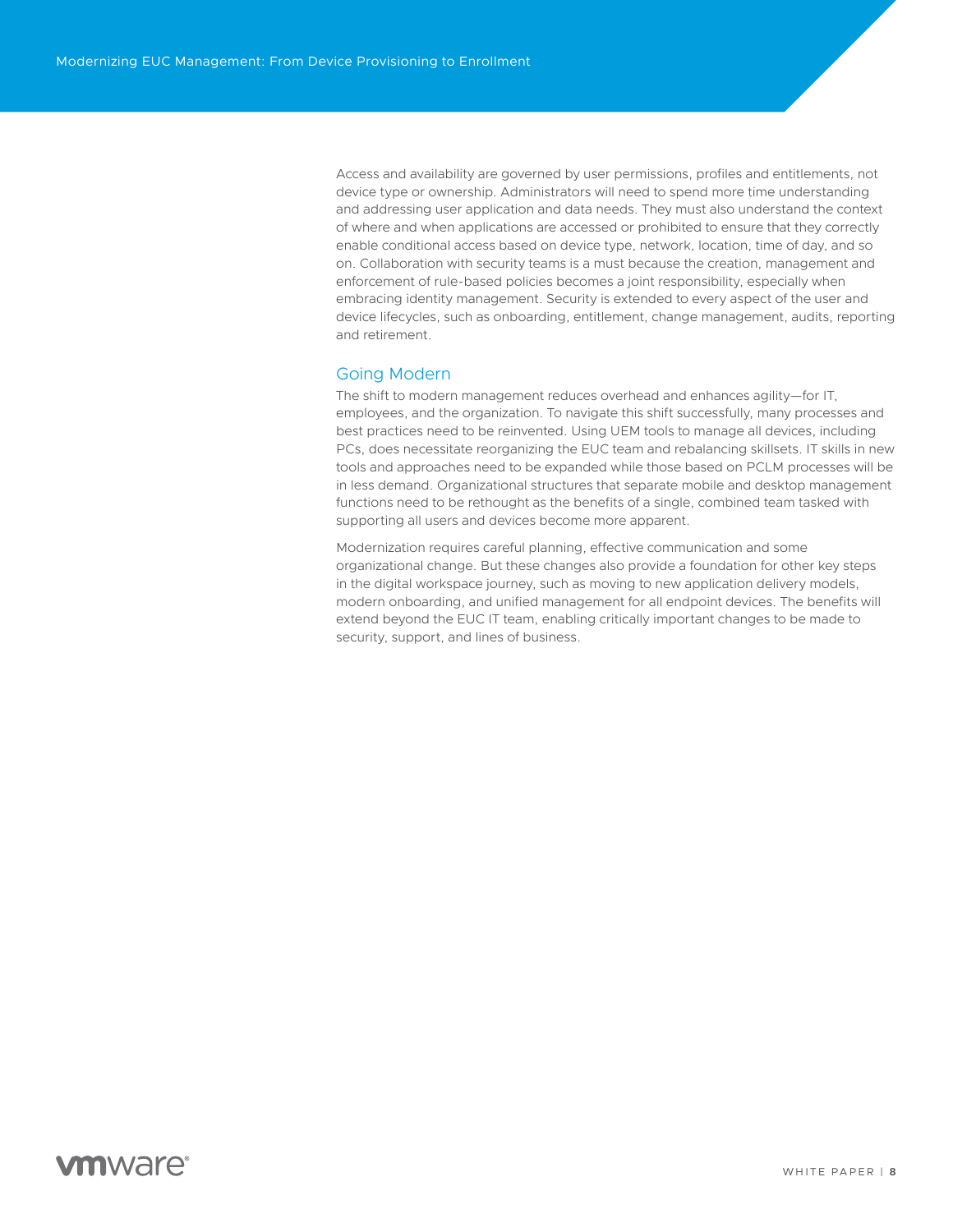Access and availability are governed by user permissions, profiles and entitlements, not device type or ownership. Administrators will need to spend more time understanding and addressing user application and data needs. They must also understand the context of where and when applications are accessed or prohibited to ensure that they correctly enable conditional access based on device type, network, location, time of day, and so on. Collaboration with security teams is a must because the creation, management and enforcement of rule-based policies becomes a joint responsibility, especially when embracing identity management. Security is extended to every aspect of the user and device lifecycles, such as onboarding, entitlement, change management, audits, reporting and retirement.

## Going Modern

The shift to modern management reduces overhead and enhances agility—for IT, employees, and the organization. To navigate this shift successfully, many processes and best practices need to be reinvented. Using UEM tools to manage all devices, including PCs, does necessitate reorganizing the EUC team and rebalancing skillsets. IT skills in new tools and approaches need to be expanded while those based on PCLM processes will be in less demand. Organizational structures that separate mobile and desktop management functions need to be rethought as the benefits of a single, combined team tasked with supporting all users and devices become more apparent.

Modernization requires careful planning, effective communication and some organizational change. But these changes also provide a foundation for other key steps in the digital workspace journey, such as moving to new application delivery models, modern onboarding, and unified management for all endpoint devices. The benefits will extend beyond the EUC IT team, enabling critically important changes to be made to security, support, and lines of business.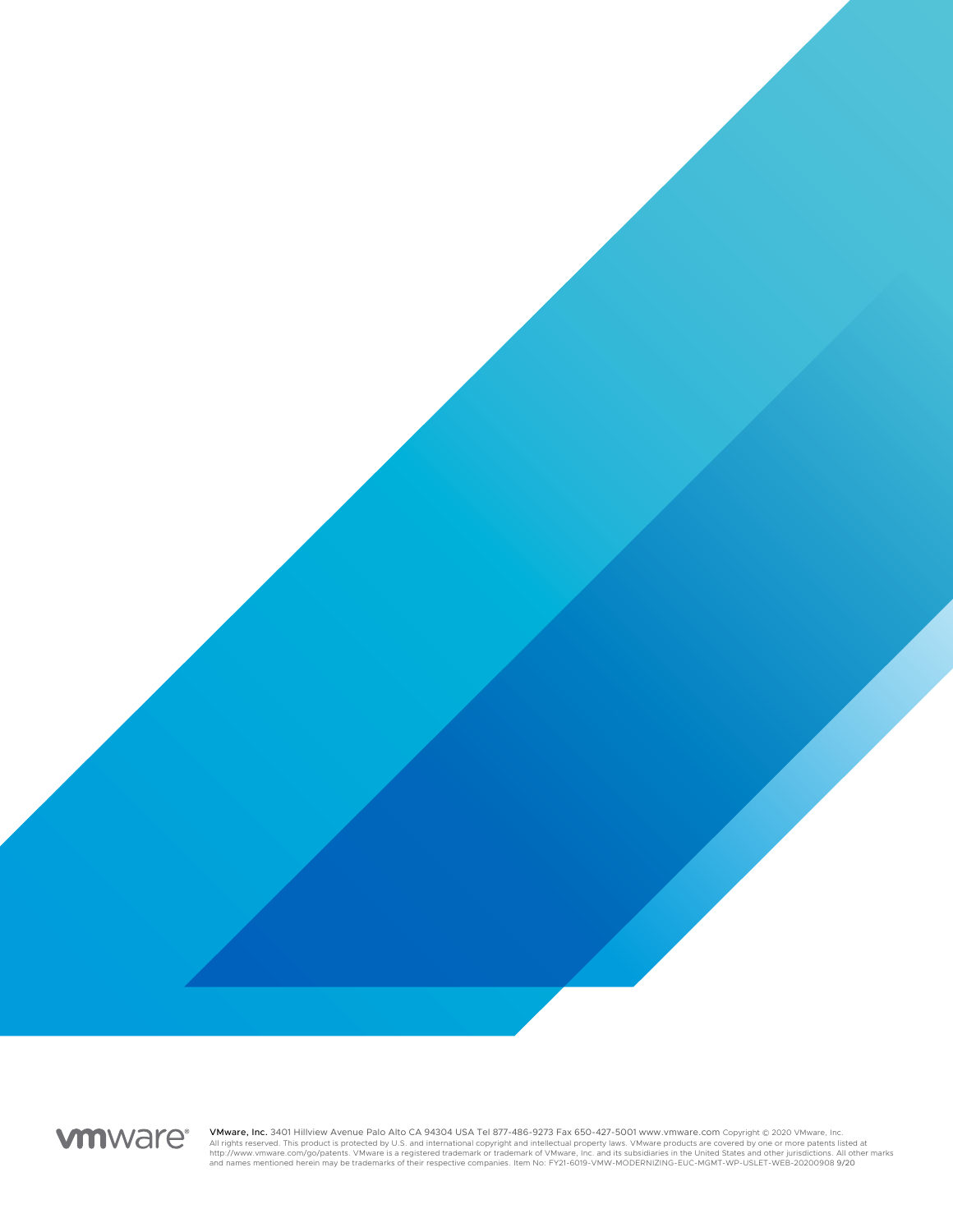vmware®

**VMware, Inc.** 3401 Hillview Avenue Palo Alto CA 94304 USA Tel 877-486-9273 Fax 650-427-5001 www.vmware.com Copyright © 2020 VMware, Inc. All rights reserved. This product is protected by U.S. and international copyright and intellectual property laws. VMware products are covered by one or more patents listed at http://www.vmware.com/go/patents. VMware is a registered trademark or trademark of VMware, Inc. and its subsidiaries in the United States and other jurisdictions. All other marks and names mentioned herein may be trademarks of their respective companies. Item No: FY21-6019-VMW-MODERNIZING-EUC-MGMT-WP-USLET-WEB-20200908 9/20